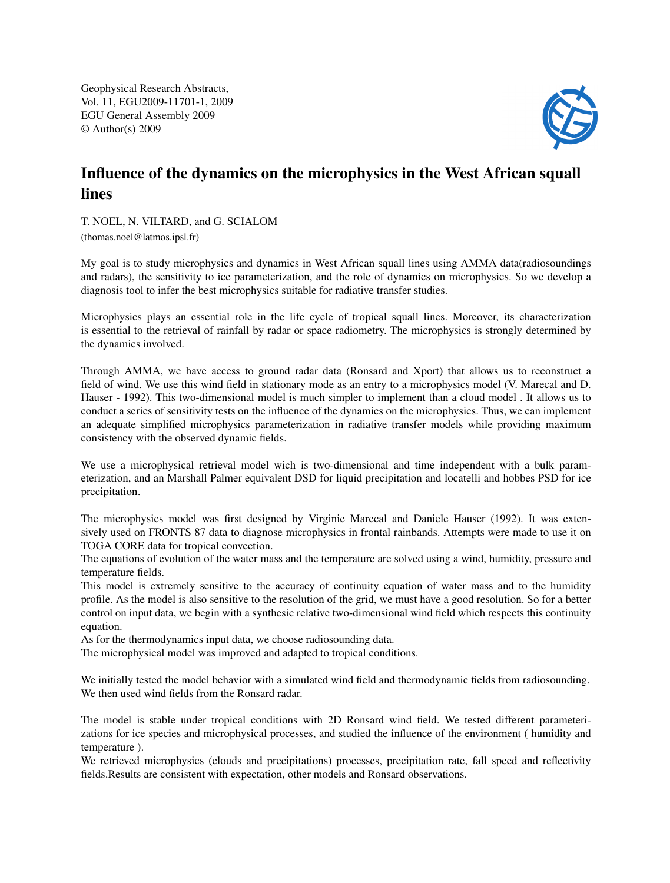# Influence of the dynamics on the microphysics in the West African squall lines

T. NOEL, N. VILTARD, and G. SCIALOM

(thomas.noel@latmos.ipsl.fr)

My goal is to study microphysics and dynamics in West African squall lines using AMMA data(radiosoundings and radars), the sensitivity to ice parameterization, and the role of dynamics on microphysics. So we develop a diagnosis tool to infer the best microphysics suitable for radiative transfer studies.

Microphysics plays an essential role in the life cycle of tropical squall lines. Moreover, its characterization is essential to the retrieval of rainfall by radar or space radiometry. The microphysics is strongly determined by the dynamics involved.

Through AMMA, we have access to ground radar data (Ronsard and Xport) that allows us to reconstruct a field of wind. We use this wind field in stationary mode as an entry to a microphysics model (V. Marecal and D. Hauser - 1992). This two-dimensional model is much simpler to implement than a cloud model . It allows us to conduct a series of sensitivity tests on the influence of the dynamics on the microphysics. Thus, we can implement an adequate simplified microphysics parameterization in radiative transfer models while providing maximum consistency with the observed dynamic fields.

We use a microphysical retrieval model wich is two-dimensional and time independent with a bulk parameterization, and an Marshall Palmer equivalent DSD for liquid precipitation and locatelli and hobbes PSD for ice precipitation.

The microphysics model was first designed by Virginie Marecal and Daniele Hauser (1992). It was extensively used on FRONTS 87 data to diagnose microphysics in frontal rainbands. Attempts were made to use it on TOGA CORE data for tropical convection.
The equations of evolution of the water mass and the temperature are solved using a wind, humidity, pressure and temperature fields.
This model is extremely sensitive to the accuracy of continuity equation of water mass and to the humidity profile. As the model is also sensitive to the resolution of the grid, we must have a good resolution. So for a better control on input data, we begin with a synthesic relative two-dimensional wind field which respects this continuity equation.
As for the thermodynamics input data, we choose radiosounding data.
The microphysical model was improved and adapted to tropical conditions.

We initially tested the model behavior with a simulated wind field and thermodynamic fields from radiosounding. We then used wind fields from the Ronsard radar.

The model is stable under tropical conditions with 2D Ronsard wind field. We tested different parameterizations for ice species and microphysical processes, and studied the influence of the environment ( humidity and temperature ).
We retrieved microphysics (clouds and precipitations) processes, precipitation rate, fall speed and reflectivity fields.Results are consistent with expectation, other models and Ronsard observations.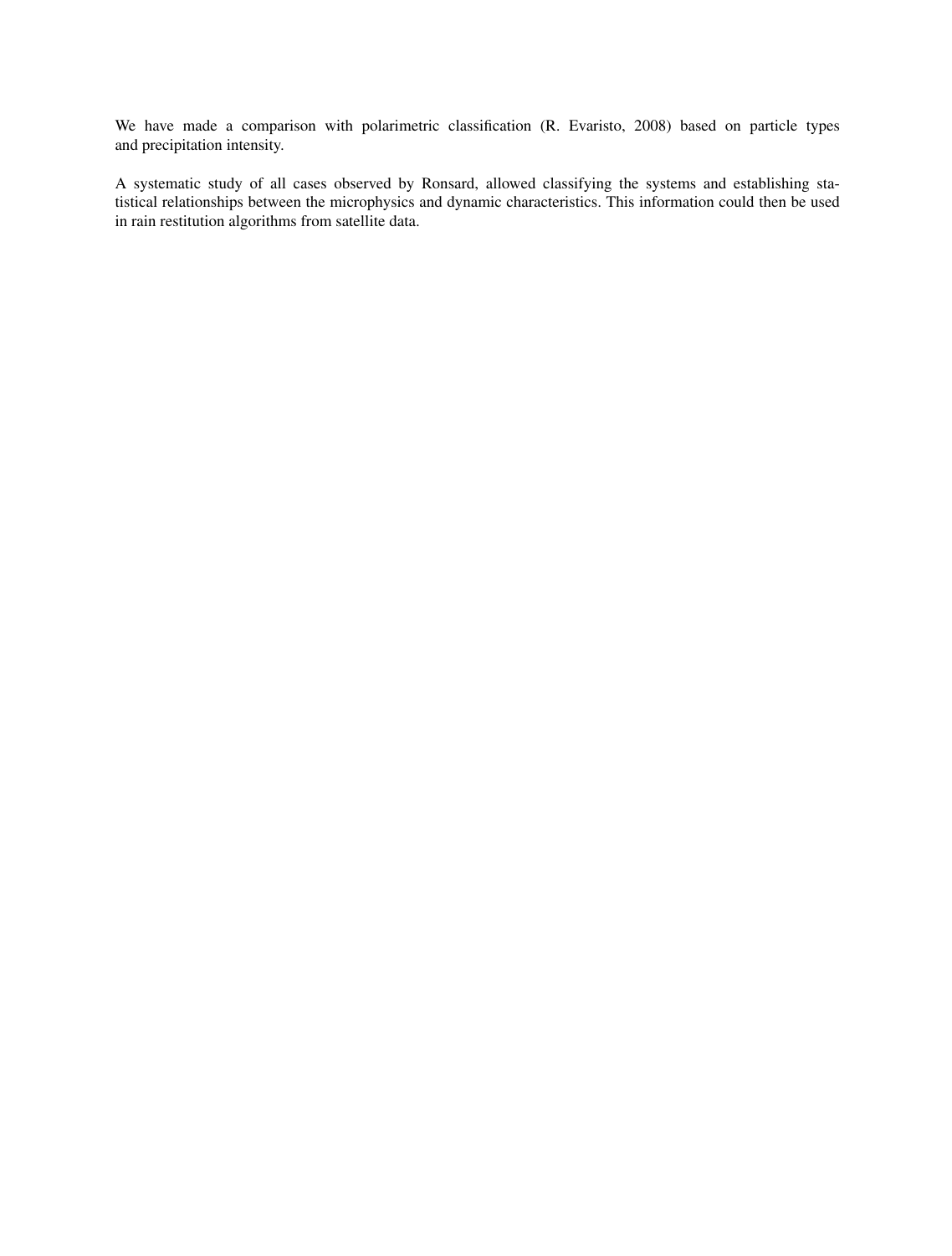We have made a comparison with polarimetric classification (R. Evaristo, 2008) based on particle types and precipitation intensity.

A systematic study of all cases observed by Ronsard, allowed classifying the systems and establishing statistical relationships between the microphysics and dynamic characteristics. This information could then be used in rain restitution algorithms from satellite data.